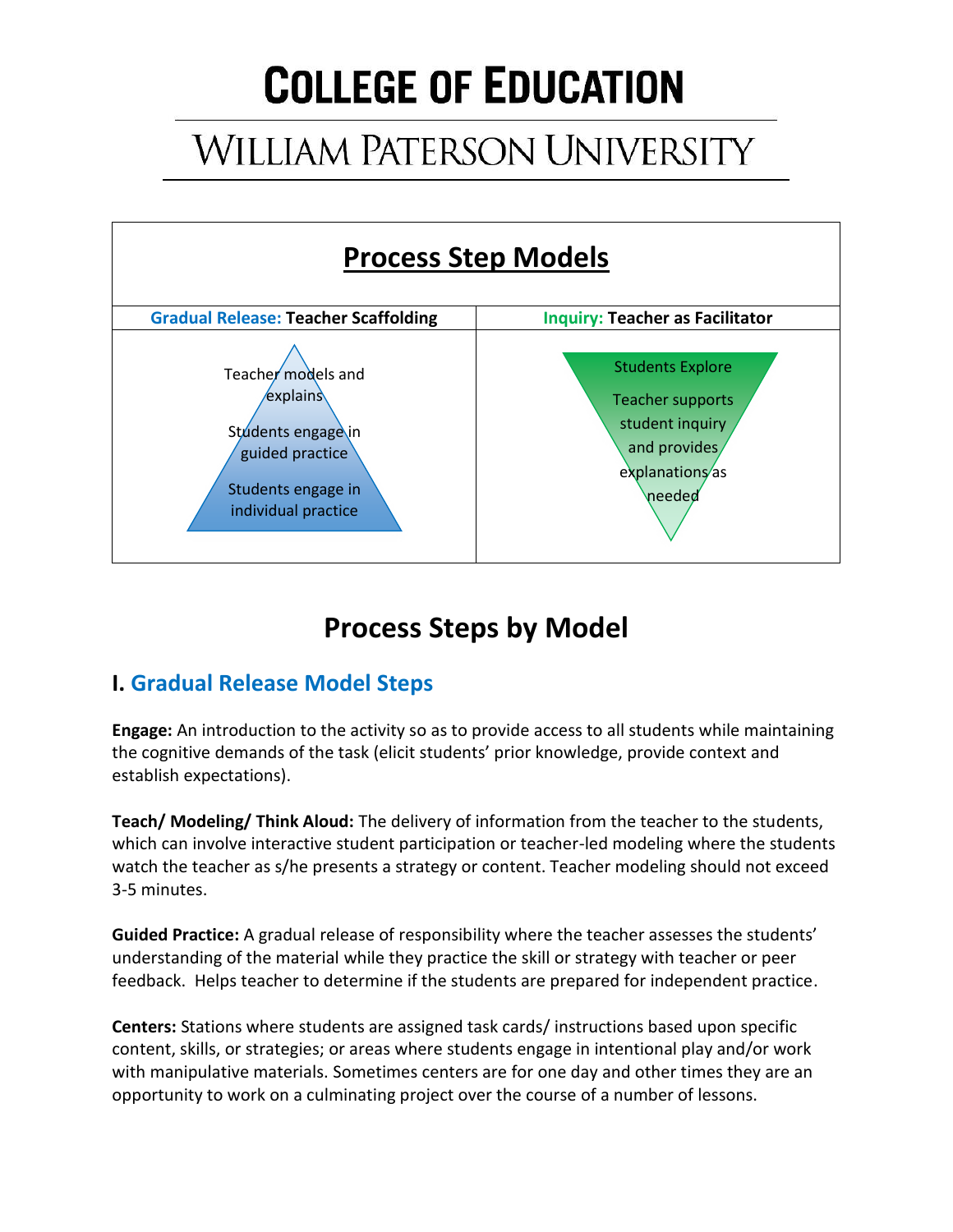# COLLEGE OF EDUCATION

## WILLIAM PATERSON UNIVERSITY

## Process Step Models

| Gradual Release: Teacher Scaffolding | Inquiry: Teacher as Facilitator |
|---|---|
| Teacher models and explains<br>Students engage in guided practice<br>Students engage in individual practice | Students Explore<br>Teacher supports student inquiry and provides explanations as needed |

## Process Steps by Model

### I. Gradual Release Model Steps

**Engage:** An introduction to the activity so as to provide access to all students while maintaining the cognitive demands of the task (elicit students' prior knowledge, provide context and establish expectations).

**Teach/ Modeling/ Think Aloud:** The delivery of information from the teacher to the students, which can involve interactive student participation or teacher-led modeling where the students watch the teacher as s/he presents a strategy or content. Teacher modeling should not exceed 3-5 minutes.

**Guided Practice:** A gradual release of responsibility where the teacher assesses the students' understanding of the material while they practice the skill or strategy with teacher or peer feedback. Helps teacher to determine if the students are prepared for independent practice.

**Centers:** Stations where students are assigned task cards/ instructions based upon specific content, skills, or strategies; or areas where students engage in intentional play and/or work with manipulative materials. Sometimes centers are for one day and other times they are an opportunity to work on a culminating project over the course of a number of lessons.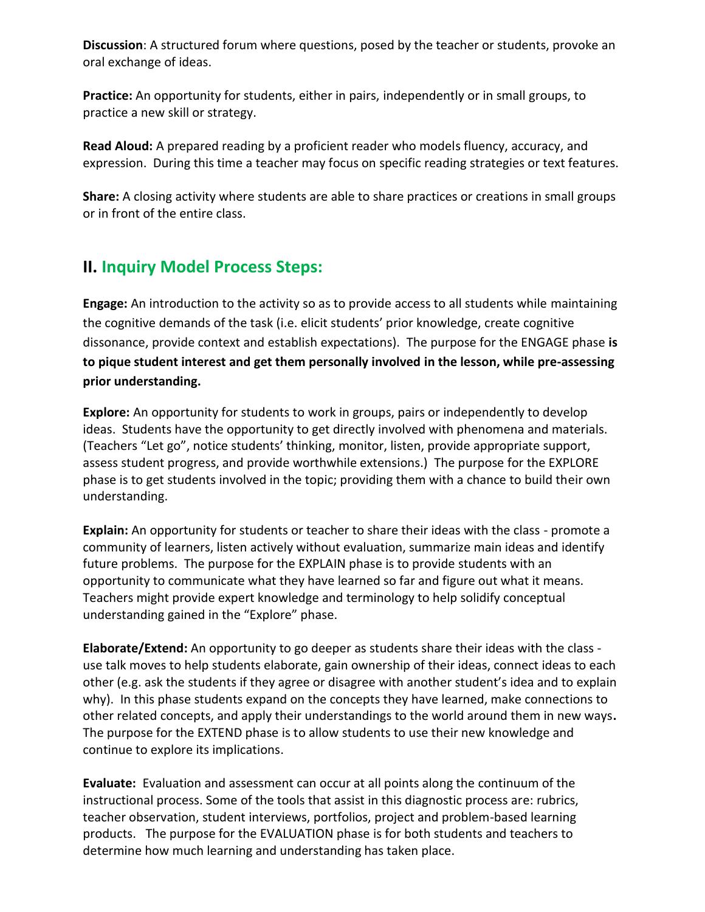**Discussion**: A structured forum where questions, posed by the teacher or students, provoke an oral exchange of ideas.

**Practice:** An opportunity for students, either in pairs, independently or in small groups, to practice a new skill or strategy.

**Read Aloud:** A prepared reading by a proficient reader who models fluency, accuracy, and expression. During this time a teacher may focus on specific reading strategies or text features.

**Share:** A closing activity where students are able to share practices or creations in small groups or in front of the entire class.

## II. Inquiry Model Process Steps:

**Engage:** An introduction to the activity so as to provide access to all students while maintaining the cognitive demands of the task (i.e. elicit students' prior knowledge, create cognitive dissonance, provide context and establish expectations). The purpose for the ENGAGE phase **is to pique student interest and get them personally involved in the lesson, while pre-assessing prior understanding.**

**Explore:** An opportunity for students to work in groups, pairs or independently to develop ideas. Students have the opportunity to get directly involved with phenomena and materials. (Teachers "Let go", notice students' thinking, monitor, listen, provide appropriate support, assess student progress, and provide worthwhile extensions.) The purpose for the EXPLORE phase is to get students involved in the topic; providing them with a chance to build their own understanding.

**Explain:** An opportunity for students or teacher to share their ideas with the class - promote a community of learners, listen actively without evaluation, summarize main ideas and identify future problems. The purpose for the EXPLAIN phase is to provide students with an opportunity to communicate what they have learned so far and figure out what it means. Teachers might provide expert knowledge and terminology to help solidify conceptual understanding gained in the "Explore" phase.

**Elaborate/Extend:** An opportunity to go deeper as students share their ideas with the class - use talk moves to help students elaborate, gain ownership of their ideas, connect ideas to each other (e.g. ask the students if they agree or disagree with another student's idea and to explain why). In this phase students expand on the concepts they have learned, make connections to other related concepts, and apply their understandings to the world around them in new ways**.** The purpose for the EXTEND phase is to allow students to use their new knowledge and continue to explore its implications.

**Evaluate:** Evaluation and assessment can occur at all points along the continuum of the instructional process. Some of the tools that assist in this diagnostic process are: rubrics, teacher observation, student interviews, portfolios, project and problem-based learning products. The purpose for the EVALUATION phase is for both students and teachers to determine how much learning and understanding has taken place.